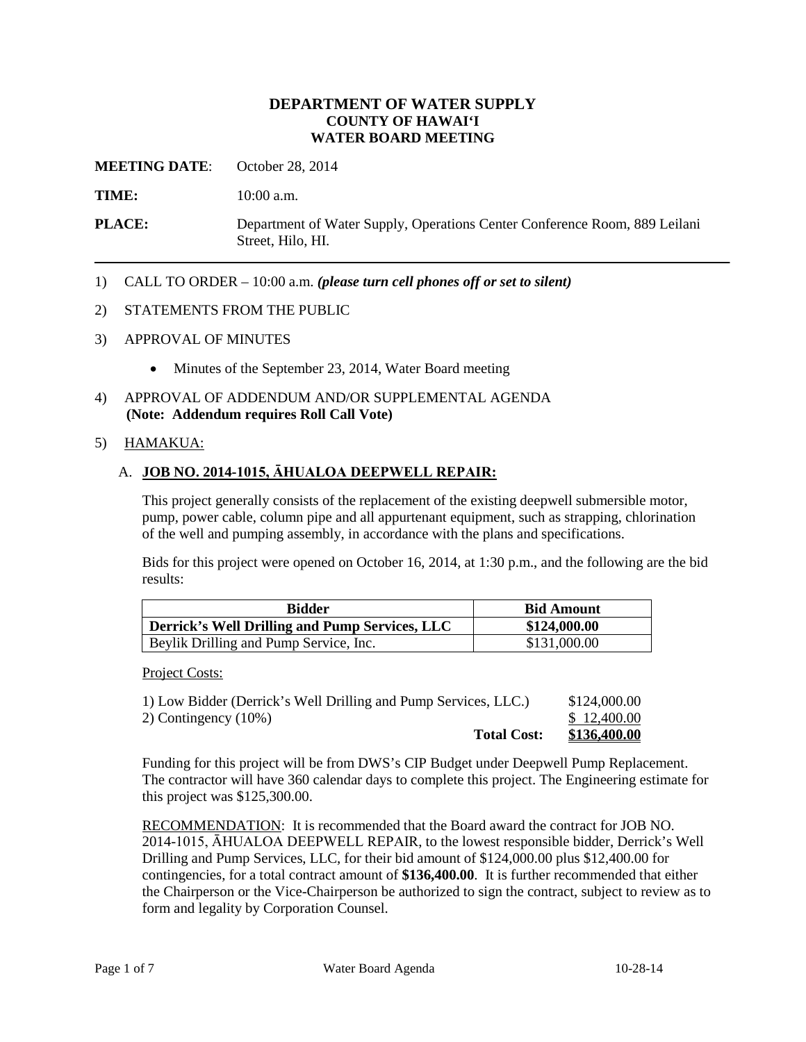**DEPARTMENT OF WATER SUPPLY**
**COUNTY OF HAWAIʻI**
**WATER BOARD MEETING**

**MEETING DATE**: October 28, 2014

**TIME:** 10:00 a.m.

**PLACE:** Department of Water Supply, Operations Center Conference Room, 889 Leilani Street, Hilo, HI.

---

1) CALL TO ORDER – 10:00 a.m. ***(please turn cell phones off or set to silent)***

2) STATEMENTS FROM THE PUBLIC

3) APPROVAL OF MINUTES

   - Minutes of the September 23, 2014, Water Board meeting

4) APPROVAL OF ADDENDUM AND/OR SUPPLEMENTAL AGENDA
   **(Note: Addendum requires Roll Call Vote)**

5) HAMAKUA:

   A. **JOB NO. 2014-1015, ĀHUALOA DEEPWELL REPAIR:**

   This project generally consists of the replacement of the existing deepwell submersible motor, pump, power cable, column pipe and all appurtenant equipment, such as strapping, chlorination of the well and pumping assembly, in accordance with the plans and specifications.

   Bids for this project were opened on October 16, 2014, at 1:30 p.m., and the following are the bid results:

| Bidder | Bid Amount |
|---|---|
| **Derrick's Well Drilling and Pump Services, LLC** | **$124,000.00** |
| Beylik Drilling and Pump Service, Inc. | $131,000.00 |

   Project Costs:

| | |
|---|---|
| 1) Low Bidder (Derrick's Well Drilling and Pump Services, LLC.) | $124,000.00 |
| 2) Contingency (10%) | $ 12,400.00 |
| **Total Cost:** | **$136,400.00** |

   Funding for this project will be from DWS's CIP Budget under Deepwell Pump Replacement. The contractor will have 360 calendar days to complete this project. The Engineering estimate for this project was $125,300.00.

   RECOMMENDATION: It is recommended that the Board award the contract for JOB NO. 2014-1015, ĀHUALOA DEEPWELL REPAIR, to the lowest responsible bidder, Derrick's Well Drilling and Pump Services, LLC, for their bid amount of $124,000.00 plus $12,400.00 for contingencies, for a total contract amount of **$136,400.00**. It is further recommended that either the Chairperson or the Vice-Chairperson be authorized to sign the contract, subject to review as to form and legality by Corporation Counsel.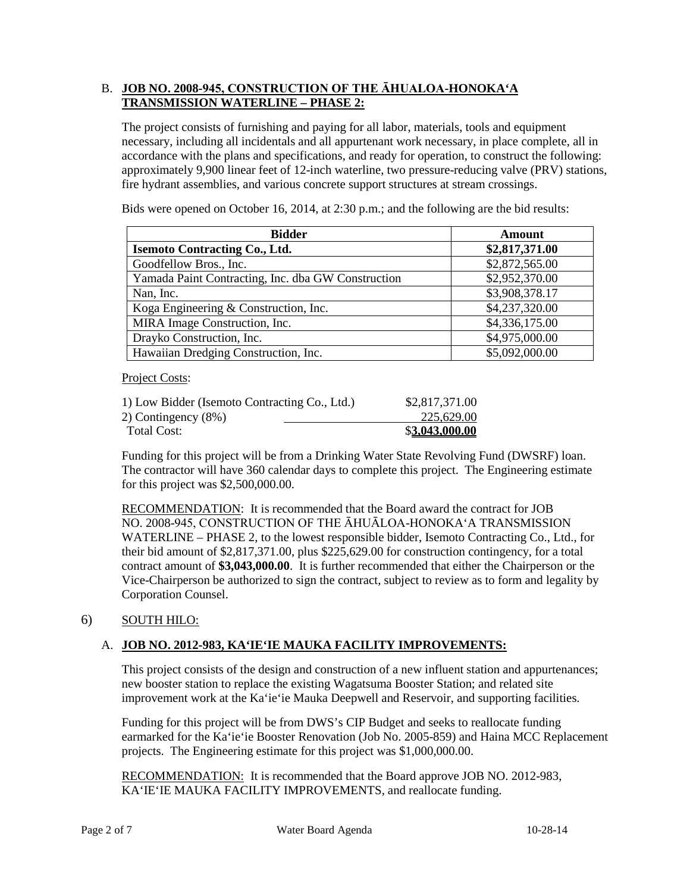B. **JOB NO. 2008-945, CONSTRUCTION OF THE ĀHUALOA-HONOKAʻA TRANSMISSION WATERLINE – PHASE 2:**

The project consists of furnishing and paying for all labor, materials, tools and equipment necessary, including all incidentals and all appurtenant work necessary, in place complete, all in accordance with the plans and specifications, and ready for operation, to construct the following: approximately 9,900 linear feet of 12-inch waterline, two pressure-reducing valve (PRV) stations, fire hydrant assemblies, and various concrete support structures at stream crossings.

Bids were opened on October 16, 2014, at 2:30 p.m.; and the following are the bid results:

| Bidder | Amount |
|---|---|
| **Isemoto Contracting Co., Ltd.** | **$2,817,371.00** |
| Goodfellow Bros., Inc. | $2,872,565.00 |
| Yamada Paint Contracting, Inc. dba GW Construction | $2,952,370.00 |
| Nan, Inc. | $3,908,378.17 |
| Koga Engineering & Construction, Inc. | $4,237,320.00 |
| MIRA Image Construction, Inc. | $4,336,175.00 |
| Drayko Construction, Inc. | $4,975,000.00 |
| Hawaiian Dredging Construction, Inc. | $5,092,000.00 |

Project Costs:

| | |
|---|---|
| 1) Low Bidder (Isemoto Contracting Co., Ltd.) | $2,817,371.00 |
| 2) Contingency (8%) | 225,629.00 |
| Total Cost: | $**3,043,000.00** |

Funding for this project will be from a Drinking Water State Revolving Fund (DWSRF) loan. The contractor will have 360 calendar days to complete this project. The Engineering estimate for this project was $2,500,000.00.

RECOMMENDATION: It is recommended that the Board award the contract for JOB NO. 2008-945, CONSTRUCTION OF THE ĀHUĀLOA-HONOKAʻA TRANSMISSION WATERLINE – PHASE 2, to the lowest responsible bidder, Isemoto Contracting Co., Ltd., for their bid amount of $2,817,371.00, plus $225,629.00 for construction contingency, for a total contract amount of **$3,043,000.00**. It is further recommended that either the Chairperson or the Vice-Chairperson be authorized to sign the contract, subject to review as to form and legality by Corporation Counsel.

6) SOUTH HILO:

A. **JOB NO. 2012-983, KAʻIEʻIE MAUKA FACILITY IMPROVEMENTS:**

This project consists of the design and construction of a new influent station and appurtenances; new booster station to replace the existing Wagatsuma Booster Station; and related site improvement work at the Kaʻieʻie Mauka Deepwell and Reservoir, and supporting facilities.

Funding for this project will be from DWS's CIP Budget and seeks to reallocate funding earmarked for the Kaʻieʻie Booster Renovation (Job No. 2005-859) and Haina MCC Replacement projects. The Engineering estimate for this project was $1,000,000.00.

RECOMMENDATION: It is recommended that the Board approve JOB NO. 2012-983, KAʻIEʻIE MAUKA FACILITY IMPROVEMENTS, and reallocate funding.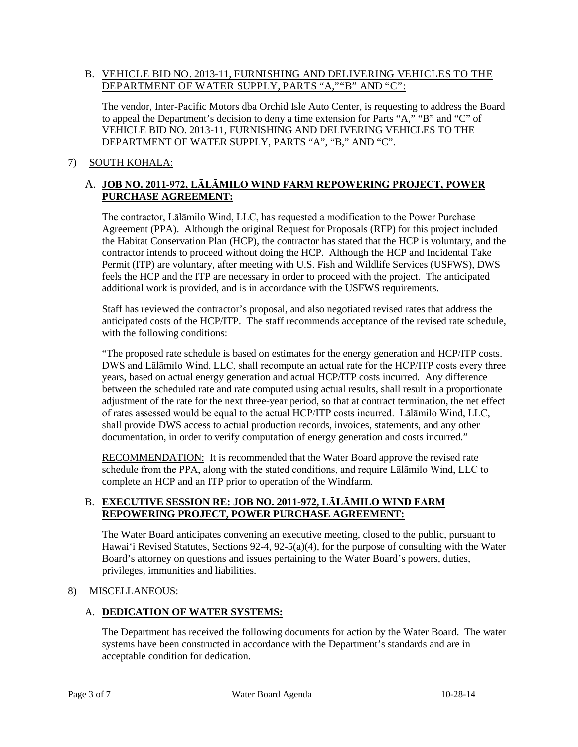B. VEHICLE BID NO. 2013-11, FURNISHING AND DELIVERING VEHICLES TO THE DEPARTMENT OF WATER SUPPLY, PARTS "A,""B" AND "C":

The vendor, Inter-Pacific Motors dba Orchid Isle Auto Center, is requesting to address the Board to appeal the Department's decision to deny a time extension for Parts "A," "B" and "C" of VEHICLE BID NO. 2013-11, FURNISHING AND DELIVERING VEHICLES TO THE DEPARTMENT OF WATER SUPPLY, PARTS "A", "B," AND "C".

7) SOUTH KOHALA:

A. **JOB NO. 2011-972, LĀLĀMILO WIND FARM REPOWERING PROJECT, POWER PURCHASE AGREEMENT:**

The contractor, Lālāmilo Wind, LLC, has requested a modification to the Power Purchase Agreement (PPA). Although the original Request for Proposals (RFP) for this project included the Habitat Conservation Plan (HCP), the contractor has stated that the HCP is voluntary, and the contractor intends to proceed without doing the HCP. Although the HCP and Incidental Take Permit (ITP) are voluntary, after meeting with U.S. Fish and Wildlife Services (USFWS), DWS feels the HCP and the ITP are necessary in order to proceed with the project. The anticipated additional work is provided, and is in accordance with the USFWS requirements.

Staff has reviewed the contractor's proposal, and also negotiated revised rates that address the anticipated costs of the HCP/ITP. The staff recommends acceptance of the revised rate schedule, with the following conditions:

"The proposed rate schedule is based on estimates for the energy generation and HCP/ITP costs. DWS and Lālāmilo Wind, LLC, shall recompute an actual rate for the HCP/ITP costs every three years, based on actual energy generation and actual HCP/ITP costs incurred. Any difference between the scheduled rate and rate computed using actual results, shall result in a proportionate adjustment of the rate for the next three-year period, so that at contract termination, the net effect of rates assessed would be equal to the actual HCP/ITP costs incurred. Lālāmilo Wind, LLC, shall provide DWS access to actual production records, invoices, statements, and any other documentation, in order to verify computation of energy generation and costs incurred."

RECOMMENDATION: It is recommended that the Water Board approve the revised rate schedule from the PPA, along with the stated conditions, and require Lālāmilo Wind, LLC to complete an HCP and an ITP prior to operation of the Windfarm.

B. **EXECUTIVE SESSION RE: JOB NO. 2011-972, LĀLĀMILO WIND FARM REPOWERING PROJECT, POWER PURCHASE AGREEMENT:**

The Water Board anticipates convening an executive meeting, closed to the public, pursuant to Hawai'i Revised Statutes, Sections 92-4, 92-5(a)(4), for the purpose of consulting with the Water Board's attorney on questions and issues pertaining to the Water Board's powers, duties, privileges, immunities and liabilities.

8) MISCELLANEOUS:

A. **DEDICATION OF WATER SYSTEMS:**

The Department has received the following documents for action by the Water Board. The water systems have been constructed in accordance with the Department's standards and are in acceptable condition for dedication.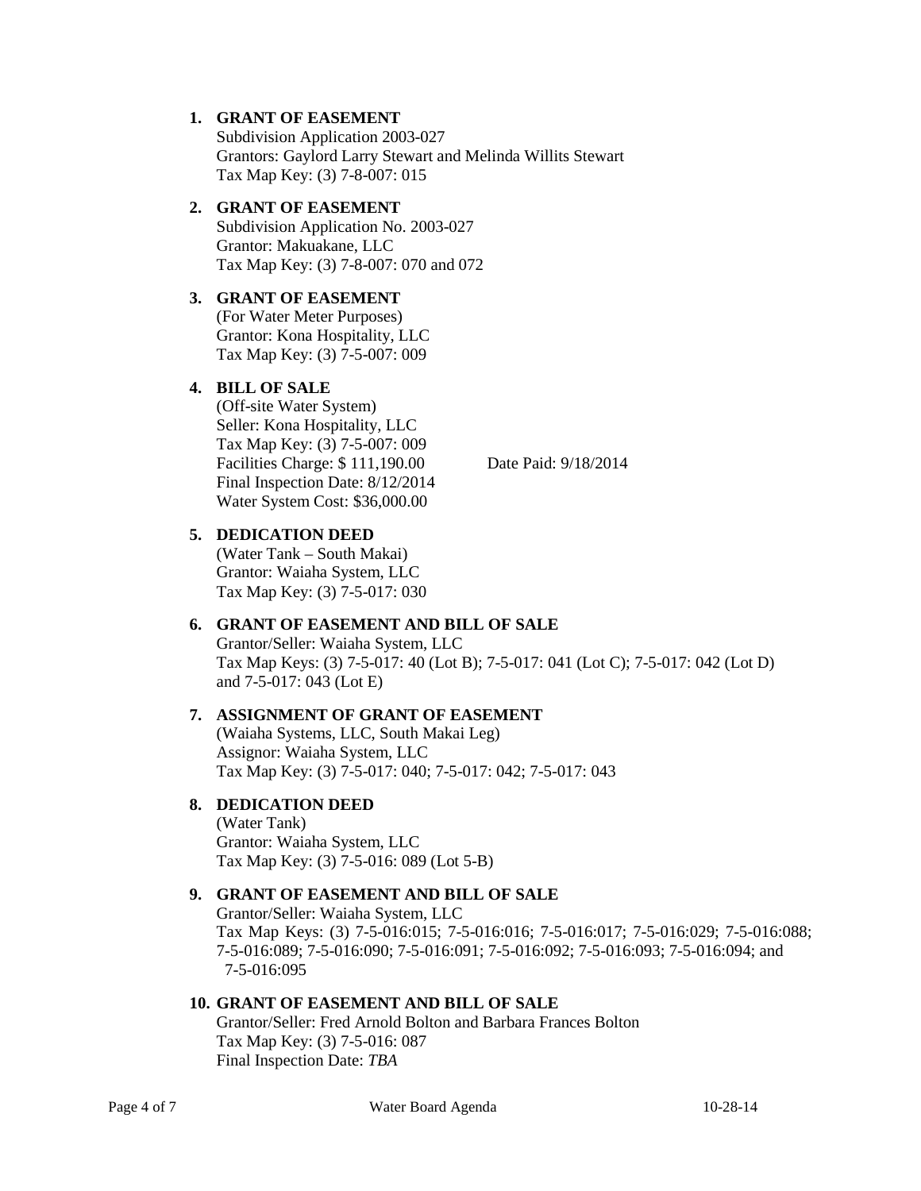1. **GRANT OF EASEMENT**
   Subdivision Application 2003-027
   Grantors: Gaylord Larry Stewart and Melinda Willits Stewart
   Tax Map Key: (3) 7-8-007: 015

2. **GRANT OF EASEMENT**
   Subdivision Application No. 2003-027
   Grantor: Makuakane, LLC
   Tax Map Key: (3) 7-8-007: 070 and 072

3. **GRANT OF EASEMENT**
   (For Water Meter Purposes)
   Grantor: Kona Hospitality, LLC
   Tax Map Key: (3) 7-5-007: 009

4. **BILL OF SALE**
   (Off-site Water System)
   Seller: Kona Hospitality, LLC
   Tax Map Key: (3) 7-5-007: 009
   Facilities Charge: $ 111,190.00 Date Paid: 9/18/2014
   Final Inspection Date: 8/12/2014
   Water System Cost: $36,000.00

5. **DEDICATION DEED**
   (Water Tank – South Makai)
   Grantor: Waiaha System, LLC
   Tax Map Key: (3) 7-5-017: 030

6. **GRANT OF EASEMENT AND BILL OF SALE**
   Grantor/Seller: Waiaha System, LLC
   Tax Map Keys: (3) 7-5-017: 40 (Lot B); 7-5-017: 041 (Lot C); 7-5-017: 042 (Lot D) and 7-5-017: 043 (Lot E)

7. **ASSIGNMENT OF GRANT OF EASEMENT**
   (Waiaha Systems, LLC, South Makai Leg)
   Assignor: Waiaha System, LLC
   Tax Map Key: (3) 7-5-017: 040; 7-5-017: 042; 7-5-017: 043

8. **DEDICATION DEED**
   (Water Tank)
   Grantor: Waiaha System, LLC
   Tax Map Key: (3) 7-5-016: 089 (Lot 5-B)

9. **GRANT OF EASEMENT AND BILL OF SALE**
   Grantor/Seller: Waiaha System, LLC
   Tax Map Keys: (3) 7-5-016:015; 7-5-016:016; 7-5-016:017; 7-5-016:029; 7-5-016:088; 7-5-016:089; 7-5-016:090; 7-5-016:091; 7-5-016:092; 7-5-016:093; 7-5-016:094; and 7-5-016:095

10. **GRANT OF EASEMENT AND BILL OF SALE**
    Grantor/Seller: Fred Arnold Bolton and Barbara Frances Bolton
    Tax Map Key: (3) 7-5-016: 087
    Final Inspection Date: *TBA*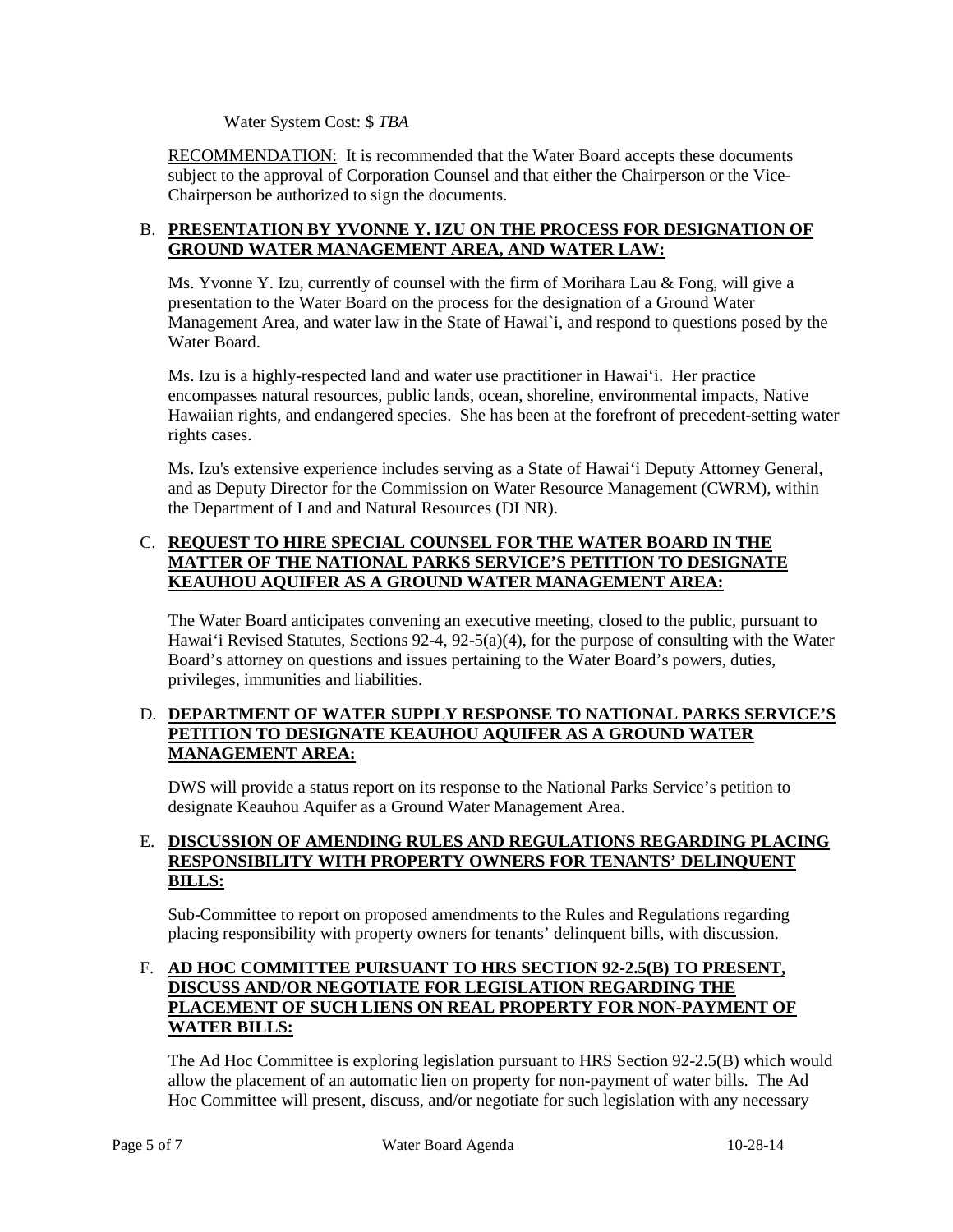Water System Cost: $ *TBA*

RECOMMENDATION: It is recommended that the Water Board accepts these documents subject to the approval of Corporation Counsel and that either the Chairperson or the Vice-Chairperson be authorized to sign the documents.

B. **PRESENTATION BY YVONNE Y. IZU ON THE PROCESS FOR DESIGNATION OF GROUND WATER MANAGEMENT AREA, AND WATER LAW:**

Ms. Yvonne Y. Izu, currently of counsel with the firm of Morihara Lau & Fong, will give a presentation to the Water Board on the process for the designation of a Ground Water Management Area, and water law in the State of Hawai`i, and respond to questions posed by the Water Board.

Ms. Izu is a highly-respected land and water use practitioner in Hawai‘i. Her practice encompasses natural resources, public lands, ocean, shoreline, environmental impacts, Native Hawaiian rights, and endangered species. She has been at the forefront of precedent-setting water rights cases.

Ms. Izu's extensive experience includes serving as a State of Hawai‘i Deputy Attorney General, and as Deputy Director for the Commission on Water Resource Management (CWRM), within the Department of Land and Natural Resources (DLNR).

C. **REQUEST TO HIRE SPECIAL COUNSEL FOR THE WATER BOARD IN THE MATTER OF THE NATIONAL PARKS SERVICE'S PETITION TO DESIGNATE KEAUHOU AQUIFER AS A GROUND WATER MANAGEMENT AREA:**

The Water Board anticipates convening an executive meeting, closed to the public, pursuant to Hawai‘i Revised Statutes, Sections 92-4, 92-5(a)(4), for the purpose of consulting with the Water Board's attorney on questions and issues pertaining to the Water Board's powers, duties, privileges, immunities and liabilities.

D. **DEPARTMENT OF WATER SUPPLY RESPONSE TO NATIONAL PARKS SERVICE'S PETITION TO DESIGNATE KEAUHOU AQUIFER AS A GROUND WATER MANAGEMENT AREA:**

DWS will provide a status report on its response to the National Parks Service's petition to designate Keauhou Aquifer as a Ground Water Management Area.

E. **DISCUSSION OF AMENDING RULES AND REGULATIONS REGARDING PLACING RESPONSIBILITY WITH PROPERTY OWNERS FOR TENANTS' DELINQUENT BILLS:**

Sub-Committee to report on proposed amendments to the Rules and Regulations regarding placing responsibility with property owners for tenants' delinquent bills, with discussion.

F. **AD HOC COMMITTEE PURSUANT TO HRS SECTION 92-2.5(B) TO PRESENT, DISCUSS AND/OR NEGOTIATE FOR LEGISLATION REGARDING THE PLACEMENT OF SUCH LIENS ON REAL PROPERTY FOR NON-PAYMENT OF WATER BILLS:**

The Ad Hoc Committee is exploring legislation pursuant to HRS Section 92-2.5(B) which would allow the placement of an automatic lien on property for non-payment of water bills. The Ad Hoc Committee will present, discuss, and/or negotiate for such legislation with any necessary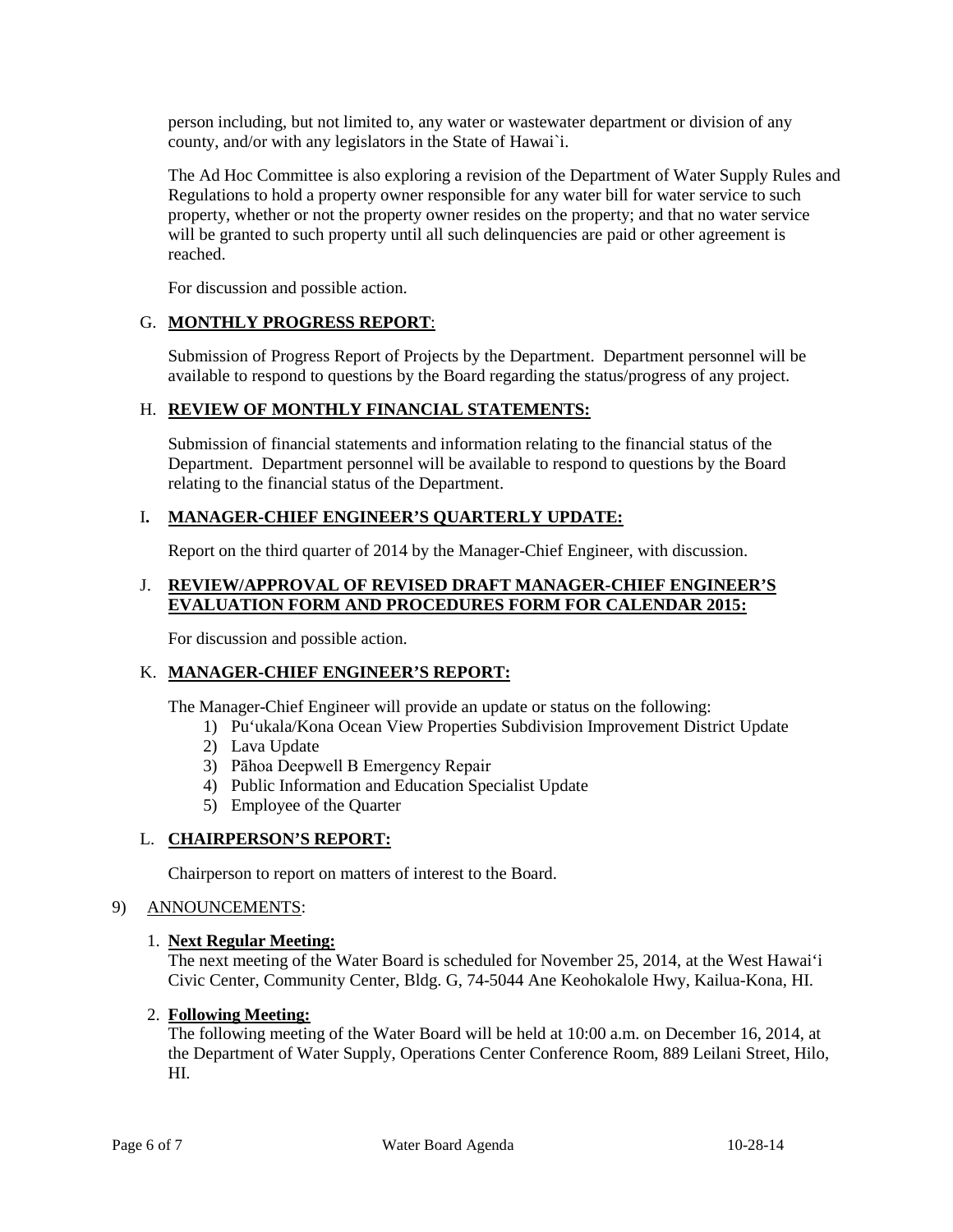person including, but not limited to, any water or wastewater department or division of any county, and/or with any legislators in the State of Hawai`i.

The Ad Hoc Committee is also exploring a revision of the Department of Water Supply Rules and Regulations to hold a property owner responsible for any water bill for water service to such property, whether or not the property owner resides on the property; and that no water service will be granted to such property until all such delinquencies are paid or other agreement is reached.

For discussion and possible action.

G. **MONTHLY PROGRESS REPORT**:

Submission of Progress Report of Projects by the Department. Department personnel will be available to respond to questions by the Board regarding the status/progress of any project.

H. **REVIEW OF MONTHLY FINANCIAL STATEMENTS:**

Submission of financial statements and information relating to the financial status of the Department. Department personnel will be available to respond to questions by the Board relating to the financial status of the Department.

I. **MANAGER-CHIEF ENGINEER'S QUARTERLY UPDATE:**

Report on the third quarter of 2014 by the Manager-Chief Engineer, with discussion.

J. **REVIEW/APPROVAL OF REVISED DRAFT MANAGER-CHIEF ENGINEER'S EVALUATION FORM AND PROCEDURES FORM FOR CALENDAR 2015:**

For discussion and possible action.

K. **MANAGER-CHIEF ENGINEER'S REPORT:**

The Manager-Chief Engineer will provide an update or status on the following:

1) Pu'ukala/Kona Ocean View Properties Subdivision Improvement District Update
2) Lava Update
3) Pāhoa Deepwell B Emergency Repair
4) Public Information and Education Specialist Update
5) Employee of the Quarter

L. **CHAIRPERSON'S REPORT:**

Chairperson to report on matters of interest to the Board.

9) ANNOUNCEMENTS:

1. **Next Regular Meeting:**
The next meeting of the Water Board is scheduled for November 25, 2014, at the West Hawai'i Civic Center, Community Center, Bldg. G, 74-5044 Ane Keohokalole Hwy, Kailua-Kona, HI.

2. **Following Meeting:**
The following meeting of the Water Board will be held at 10:00 a.m. on December 16, 2014, at the Department of Water Supply, Operations Center Conference Room, 889 Leilani Street, Hilo, HI.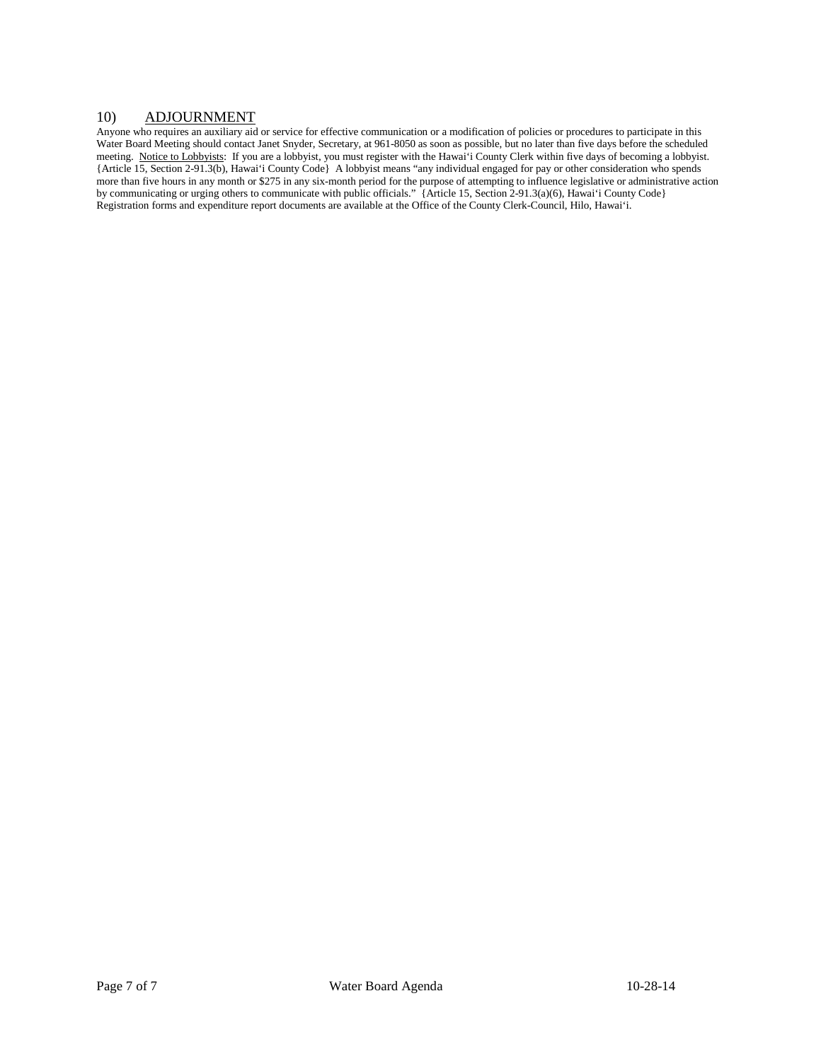## 10) ADJOURNMENT

Anyone who requires an auxiliary aid or service for effective communication or a modification of policies or procedures to participate in this Water Board Meeting should contact Janet Snyder, Secretary, at 961-8050 as soon as possible, but no later than five days before the scheduled meeting. Notice to Lobbyists: If you are a lobbyist, you must register with the Hawai‘i County Clerk within five days of becoming a lobbyist. {Article 15, Section 2-91.3(b), Hawai‘i County Code} A lobbyist means “any individual engaged for pay or other consideration who spends more than five hours in any month or $275 in any six-month period for the purpose of attempting to influence legislative or administrative action by communicating or urging others to communicate with public officials.” {Article 15, Section 2-91.3(a)(6), Hawai‘i County Code} Registration forms and expenditure report documents are available at the Office of the County Clerk-Council, Hilo, Hawai‘i.